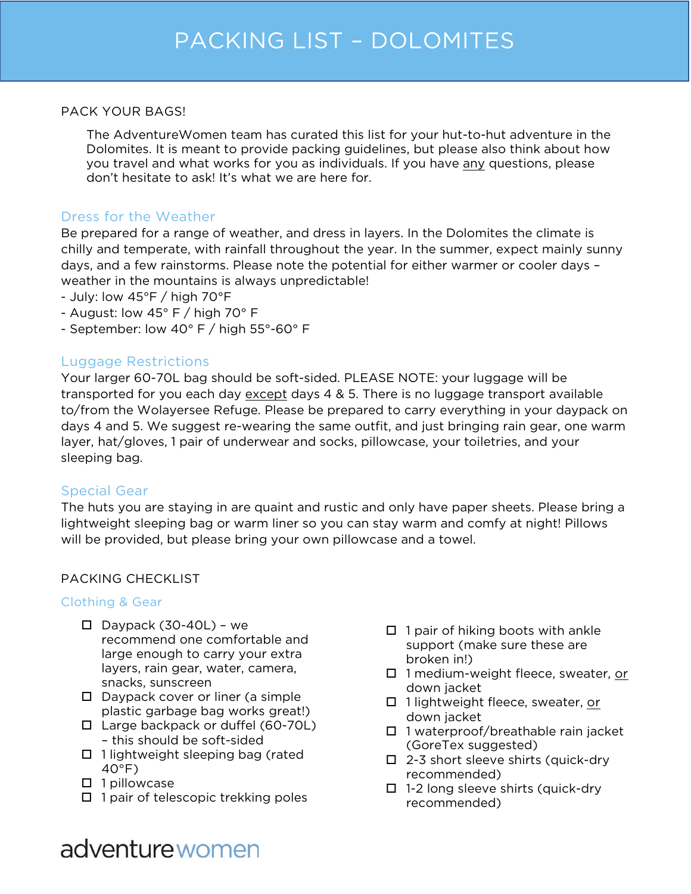# PACKING LIST – DOLOMITES

PACK YOUR BAGS!

The AdventureWomen team has curated this list for your hut-to-hut adventure in the Dolomites. It is meant to provide packing guidelines, but please also think about how you travel and what works for you as individuals. If you have <u>any</u> questions, please don't hesitate to ask! It's what we are here for.

## Dress for the Weather

Be prepared for a range of weather, and dress in layers. In the Dolomites the climate is chilly and temperate, with rainfall throughout the year. In the summer, expect mainly sunny days, and a few rainstorms. Please note the potential for either warmer or cooler days – weather in the mountains is always unpredictable!

- July: low 45°F / high 70°F
- August: low 45° F / high 70° F
- September: low 40° F / high 55°-60° F

## Luggage Restrictions

Your larger 60-70L bag should be soft-sided. PLEASE NOTE: your luggage will be transported for you each day <u>except</u> days 4 & 5. There is no luggage transport available to/from the Wolayersee Refuge. Please be prepared to carry everything in your daypack on days 4 and 5. We suggest re-wearing the same outfit, and just bringing rain gear, one warm layer, hat/gloves, 1 pair of underwear and socks, pillowcase, your toiletries, and your sleeping bag.

## Special Gear

The huts you are staying in are quaint and rustic and only have paper sheets. Please bring a lightweight sleeping bag or warm liner so you can stay warm and comfy at night! Pillows will be provided, but please bring your own pillowcase and a towel.

PACKING CHECKLIST

## Clothing & Gear

- ☐ Daypack (30-40L) – we recommend one comfortable and large enough to carry your extra layers, rain gear, water, camera, snacks, sunscreen
- ☐ Daypack cover or liner (a simple plastic garbage bag works great!)
- ☐ Large backpack or duffel (60-70L) – this should be soft-sided
- ☐ 1 lightweight sleeping bag (rated 40°F)
- ☐ 1 pillowcase
- ☐ 1 pair of telescopic trekking poles
- ☐ 1 pair of hiking boots with ankle support (make sure these are broken in!)
- ☐ 1 medium-weight fleece, sweater, <u>or</u> down jacket
- ☐ 1 lightweight fleece, sweater, <u>or</u> down jacket
- ☐ 1 waterproof/breathable rain jacket (GoreTex suggested)
- ☐ 2-3 short sleeve shirts (quick-dry recommended)
- ☐ 1-2 long sleeve shirts (quick-dry recommended)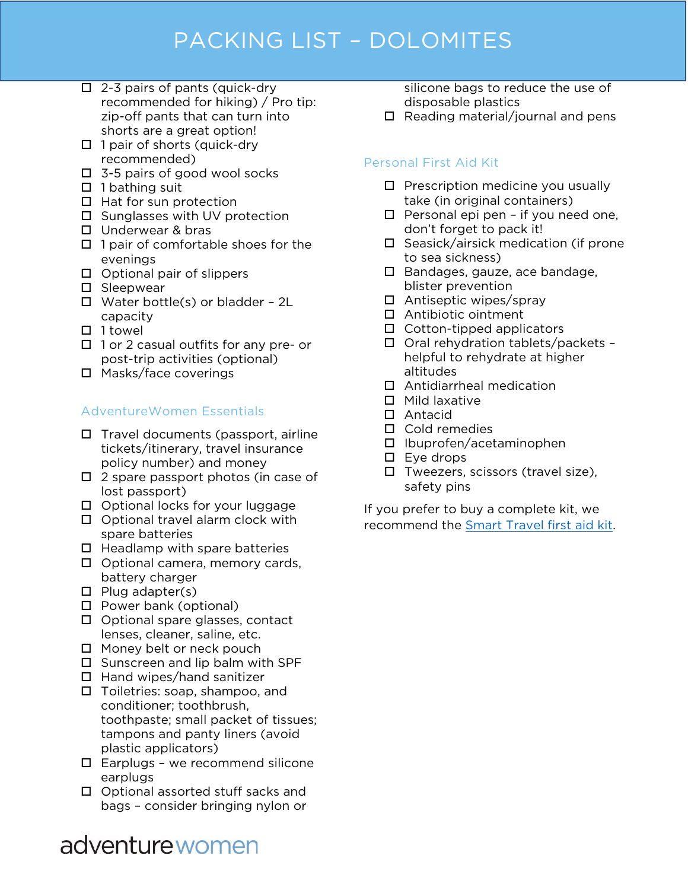# PACKING LIST – DOLOMITES

- [ ] 2-3 pairs of pants (quick-dry recommended for hiking) / Pro tip: zip-off pants that can turn into shorts are a great option!
- [ ] 1 pair of shorts (quick-dry recommended)
- [ ] 3-5 pairs of good wool socks
- [ ] 1 bathing suit
- [ ] Hat for sun protection
- [ ] Sunglasses with UV protection
- [ ] Underwear & bras
- [ ] 1 pair of comfortable shoes for the evenings
- [ ] Optional pair of slippers
- [ ] Sleepwear
- [ ] Water bottle(s) or bladder – 2L capacity
- [ ] 1 towel
- [ ] 1 or 2 casual outfits for any pre- or post-trip activities (optional)
- [ ] Masks/face coverings

## AdventureWomen Essentials

- [ ] Travel documents (passport, airline tickets/itinerary, travel insurance policy number) and money
- [ ] 2 spare passport photos (in case of lost passport)
- [ ] Optional locks for your luggage
- [ ] Optional travel alarm clock with spare batteries
- [ ] Headlamp with spare batteries
- [ ] Optional camera, memory cards, battery charger
- [ ] Plug adapter(s)
- [ ] Power bank (optional)
- [ ] Optional spare glasses, contact lenses, cleaner, saline, etc.
- [ ] Money belt or neck pouch
- [ ] Sunscreen and lip balm with SPF
- [ ] Hand wipes/hand sanitizer
- [ ] Toiletries: soap, shampoo, and conditioner; toothbrush, toothpaste; small packet of tissues; tampons and panty liners (avoid plastic applicators)
- [ ] Earplugs – we recommend silicone earplugs
- [ ] Optional assorted stuff sacks and bags – consider bringing nylon or silicone bags to reduce the use of disposable plastics
- [ ] Reading material/journal and pens

## Personal First Aid Kit

- [ ] Prescription medicine you usually take (in original containers)
- [ ] Personal epi pen – if you need one, don't forget to pack it!
- [ ] Seasick/airsick medication (if prone to sea sickness)
- [ ] Bandages, gauze, ace bandage, blister prevention
- [ ] Antiseptic wipes/spray
- [ ] Antibiotic ointment
- [ ] Cotton-tipped applicators
- [ ] Oral rehydration tablets/packets – helpful to rehydrate at higher altitudes
- [ ] Antidiarrheal medication
- [ ] Mild laxative
- [ ] Antacid
- [ ] Cold remedies
- [ ] Ibuprofen/acetaminophen
- [ ] Eye drops
- [ ] Tweezers, scissors (travel size), safety pins

If you prefer to buy a complete kit, we recommend the Smart Travel first aid kit.